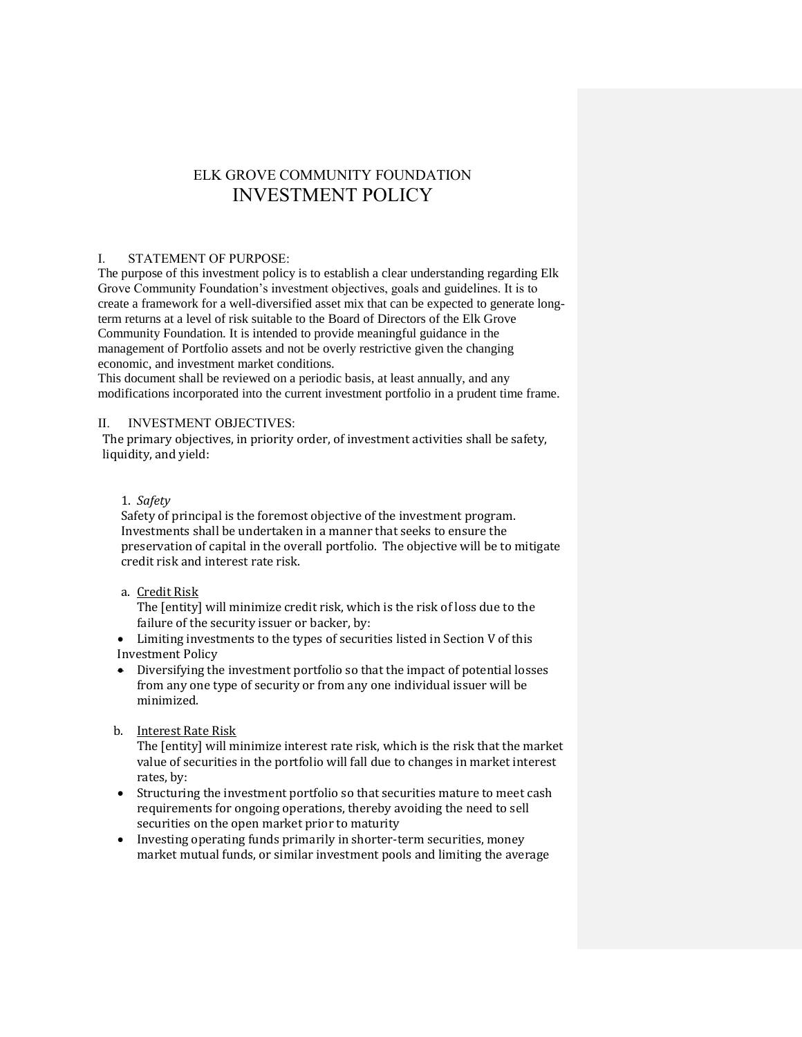# ELK GROVE COMMUNITY FOUNDATION
# INVESTMENT POLICY

## I. STATEMENT OF PURPOSE:

The purpose of this investment policy is to establish a clear understanding regarding Elk Grove Community Foundation's investment objectives, goals and guidelines. It is to create a framework for a well-diversified asset mix that can be expected to generate long-term returns at a level of risk suitable to the Board of Directors of the Elk Grove Community Foundation. It is intended to provide meaningful guidance in the management of Portfolio assets and not be overly restrictive given the changing economic, and investment market conditions.

This document shall be reviewed on a periodic basis, at least annually, and any modifications incorporated into the current investment portfolio in a prudent time frame.

## II. INVESTMENT OBJECTIVES:

The primary objectives, in priority order, of investment activities shall be safety, liquidity, and yield:

1. *Safety*

Safety of principal is the foremost objective of the investment program. Investments shall be undertaken in a manner that seeks to ensure the preservation of capital in the overall portfolio. The objective will be to mitigate credit risk and interest rate risk.

a. Credit Risk

The [entity] will minimize credit risk, which is the risk of loss due to the failure of the security issuer or backer, by:

- Limiting investments to the types of securities listed in Section V of this Investment Policy
- Diversifying the investment portfolio so that the impact of potential losses from any one type of security or from any one individual issuer will be minimized.

b. Interest Rate Risk

The [entity] will minimize interest rate risk, which is the risk that the market value of securities in the portfolio will fall due to changes in market interest rates, by:

- Structuring the investment portfolio so that securities mature to meet cash requirements for ongoing operations, thereby avoiding the need to sell securities on the open market prior to maturity
- Investing operating funds primarily in shorter-term securities, money market mutual funds, or similar investment pools and limiting the average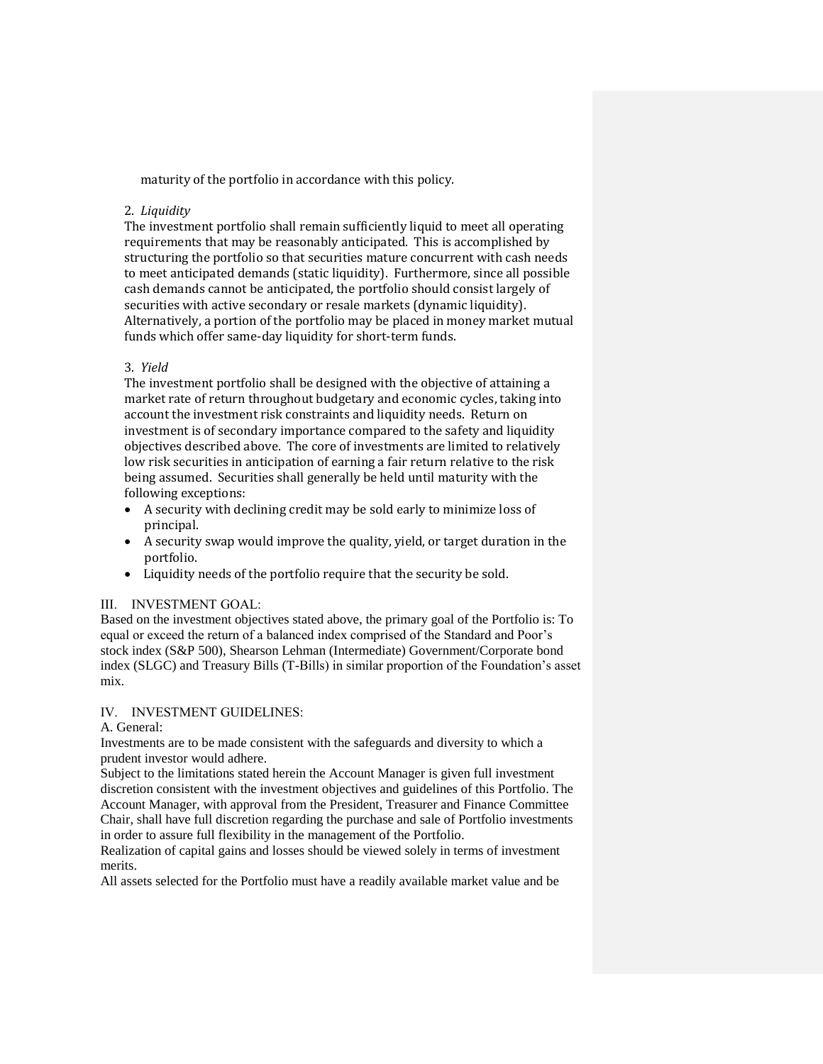maturity of the portfolio in accordance with this policy.

2. *Liquidity*

The investment portfolio shall remain sufficiently liquid to meet all operating requirements that may be reasonably anticipated. This is accomplished by structuring the portfolio so that securities mature concurrent with cash needs to meet anticipated demands (static liquidity). Furthermore, since all possible cash demands cannot be anticipated, the portfolio should consist largely of securities with active secondary or resale markets (dynamic liquidity). Alternatively, a portion of the portfolio may be placed in money market mutual funds which offer same-day liquidity for short-term funds.

3. *Yield*

The investment portfolio shall be designed with the objective of attaining a market rate of return throughout budgetary and economic cycles, taking into account the investment risk constraints and liquidity needs. Return on investment is of secondary importance compared to the safety and liquidity objectives described above. The core of investments are limited to relatively low risk securities in anticipation of earning a fair return relative to the risk being assumed. Securities shall generally be held until maturity with the following exceptions:

- A security with declining credit may be sold early to minimize loss of principal.
- A security swap would improve the quality, yield, or target duration in the portfolio.
- Liquidity needs of the portfolio require that the security be sold.

## III. INVESTMENT GOAL:

Based on the investment objectives stated above, the primary goal of the Portfolio is: To equal or exceed the return of a balanced index comprised of the Standard and Poor's stock index (S&P 500), Shearson Lehman (Intermediate) Government/Corporate bond index (SLGC) and Treasury Bills (T-Bills) in similar proportion of the Foundation's asset mix.

## IV. INVESTMENT GUIDELINES:

### A. General:

Investments are to be made consistent with the safeguards and diversity to which a prudent investor would adhere.

Subject to the limitations stated herein the Account Manager is given full investment discretion consistent with the investment objectives and guidelines of this Portfolio. The Account Manager, with approval from the President, Treasurer and Finance Committee Chair, shall have full discretion regarding the purchase and sale of Portfolio investments in order to assure full flexibility in the management of the Portfolio.

Realization of capital gains and losses should be viewed solely in terms of investment merits.

All assets selected for the Portfolio must have a readily available market value and be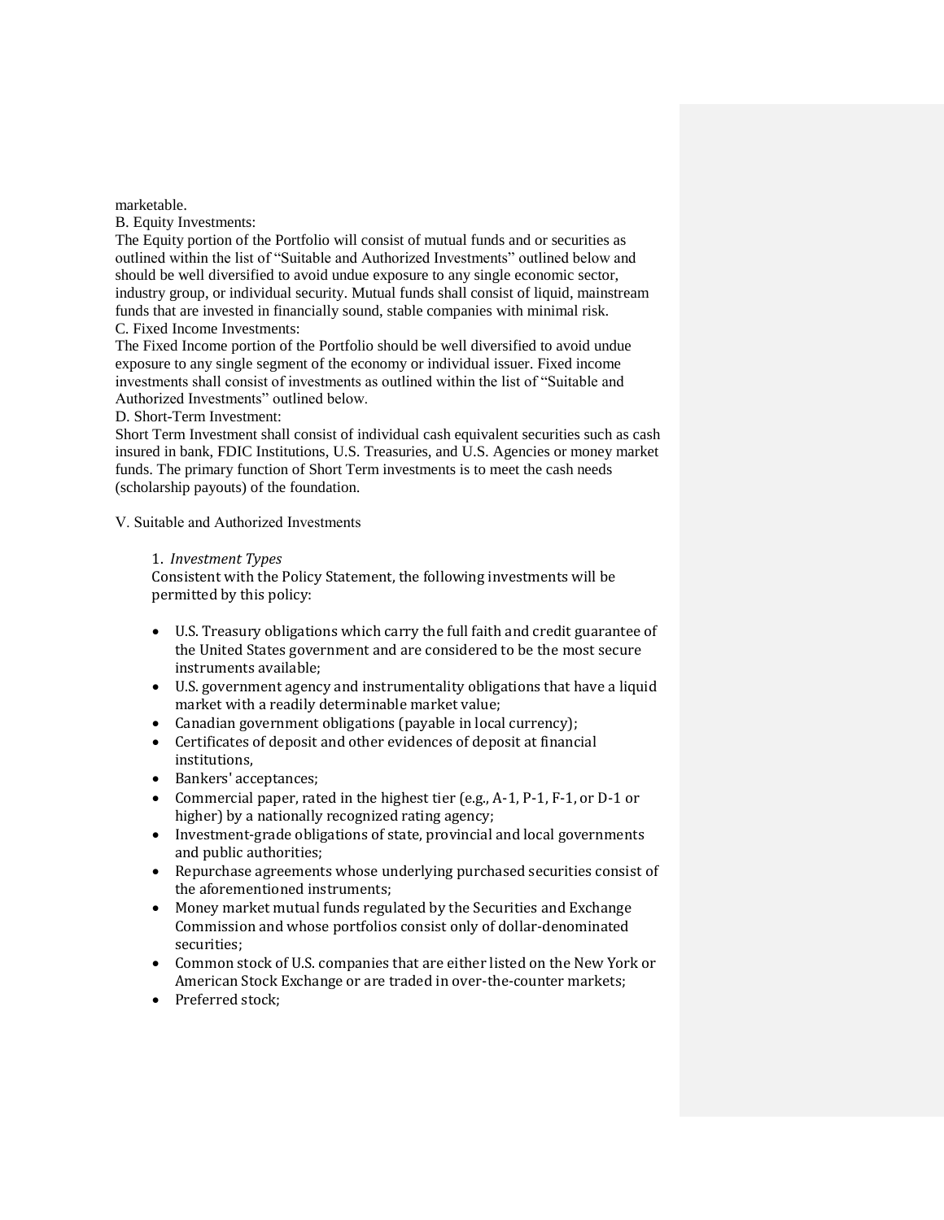marketable.

B. Equity Investments:

The Equity portion of the Portfolio will consist of mutual funds and or securities as outlined within the list of "Suitable and Authorized Investments" outlined below and should be well diversified to avoid undue exposure to any single economic sector, industry group, or individual security. Mutual funds shall consist of liquid, mainstream funds that are invested in financially sound, stable companies with minimal risk.

C. Fixed Income Investments:

The Fixed Income portion of the Portfolio should be well diversified to avoid undue exposure to any single segment of the economy or individual issuer. Fixed income investments shall consist of investments as outlined within the list of "Suitable and Authorized Investments" outlined below.

D. Short-Term Investment:

Short Term Investment shall consist of individual cash equivalent securities such as cash insured in bank, FDIC Institutions, U.S. Treasuries, and U.S. Agencies or money market funds. The primary function of Short Term investments is to meet the cash needs (scholarship payouts) of the foundation.

V. Suitable and Authorized Investments

1. *Investment Types*

Consistent with the Policy Statement, the following investments will be permitted by this policy:

- U.S. Treasury obligations which carry the full faith and credit guarantee of the United States government and are considered to be the most secure instruments available;
- U.S. government agency and instrumentality obligations that have a liquid market with a readily determinable market value;
- Canadian government obligations (payable in local currency);
- Certificates of deposit and other evidences of deposit at financial institutions,
- Bankers' acceptances;
- Commercial paper, rated in the highest tier (e.g., A-1, P-1, F-1, or D-1 or higher) by a nationally recognized rating agency;
- Investment-grade obligations of state, provincial and local governments and public authorities;
- Repurchase agreements whose underlying purchased securities consist of the aforementioned instruments;
- Money market mutual funds regulated by the Securities and Exchange Commission and whose portfolios consist only of dollar-denominated securities;
- Common stock of U.S. companies that are either listed on the New York or American Stock Exchange or are traded in over-the-counter markets;
- Preferred stock;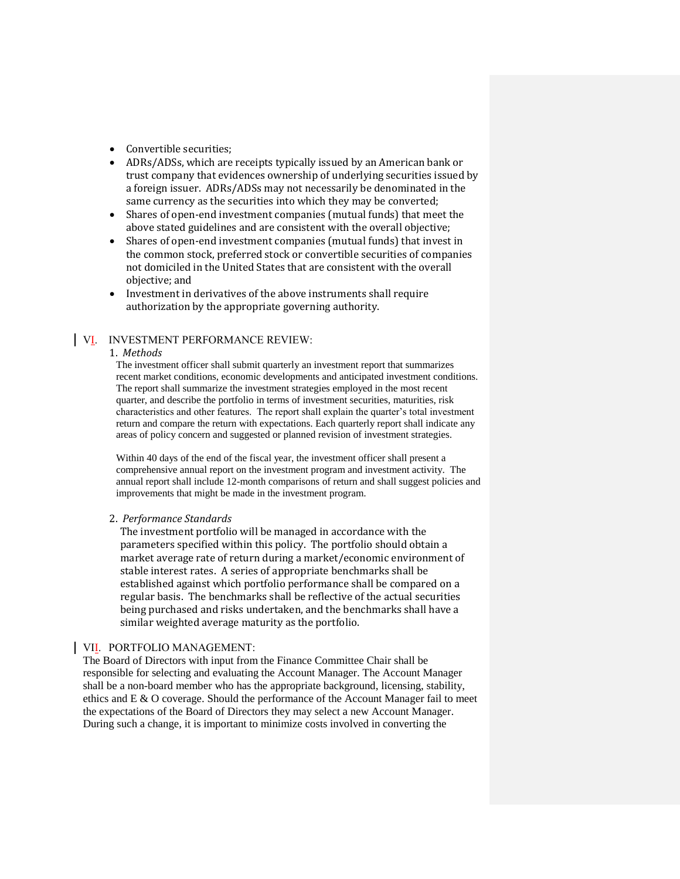- Convertible securities;
- ADRs/ADSs, which are receipts typically issued by an American bank or trust company that evidences ownership of underlying securities issued by a foreign issuer. ADRs/ADSs may not necessarily be denominated in the same currency as the securities into which they may be converted;
- Shares of open-end investment companies (mutual funds) that meet the above stated guidelines and are consistent with the overall objective;
- Shares of open-end investment companies (mutual funds) that invest in the common stock, preferred stock or convertible securities of companies not domiciled in the United States that are consistent with the overall objective; and
- Investment in derivatives of the above instruments shall require authorization by the appropriate governing authority.

## VI. INVESTMENT PERFORMANCE REVIEW:

1. *Methods*

The investment officer shall submit quarterly an investment report that summarizes recent market conditions, economic developments and anticipated investment conditions. The report shall summarize the investment strategies employed in the most recent quarter, and describe the portfolio in terms of investment securities, maturities, risk characteristics and other features. The report shall explain the quarter's total investment return and compare the return with expectations. Each quarterly report shall indicate any areas of policy concern and suggested or planned revision of investment strategies.

Within 40 days of the end of the fiscal year, the investment officer shall present a comprehensive annual report on the investment program and investment activity. The annual report shall include 12-month comparisons of return and shall suggest policies and improvements that might be made in the investment program.

2. *Performance Standards*

The investment portfolio will be managed in accordance with the parameters specified within this policy. The portfolio should obtain a market average rate of return during a market/economic environment of stable interest rates. A series of appropriate benchmarks shall be established against which portfolio performance shall be compared on a regular basis. The benchmarks shall be reflective of the actual securities being purchased and risks undertaken, and the benchmarks shall have a similar weighted average maturity as the portfolio.

## VII. PORTFOLIO MANAGEMENT:

The Board of Directors with input from the Finance Committee Chair shall be responsible for selecting and evaluating the Account Manager. The Account Manager shall be a non-board member who has the appropriate background, licensing, stability, ethics and E & O coverage. Should the performance of the Account Manager fail to meet the expectations of the Board of Directors they may select a new Account Manager. During such a change, it is important to minimize costs involved in converting the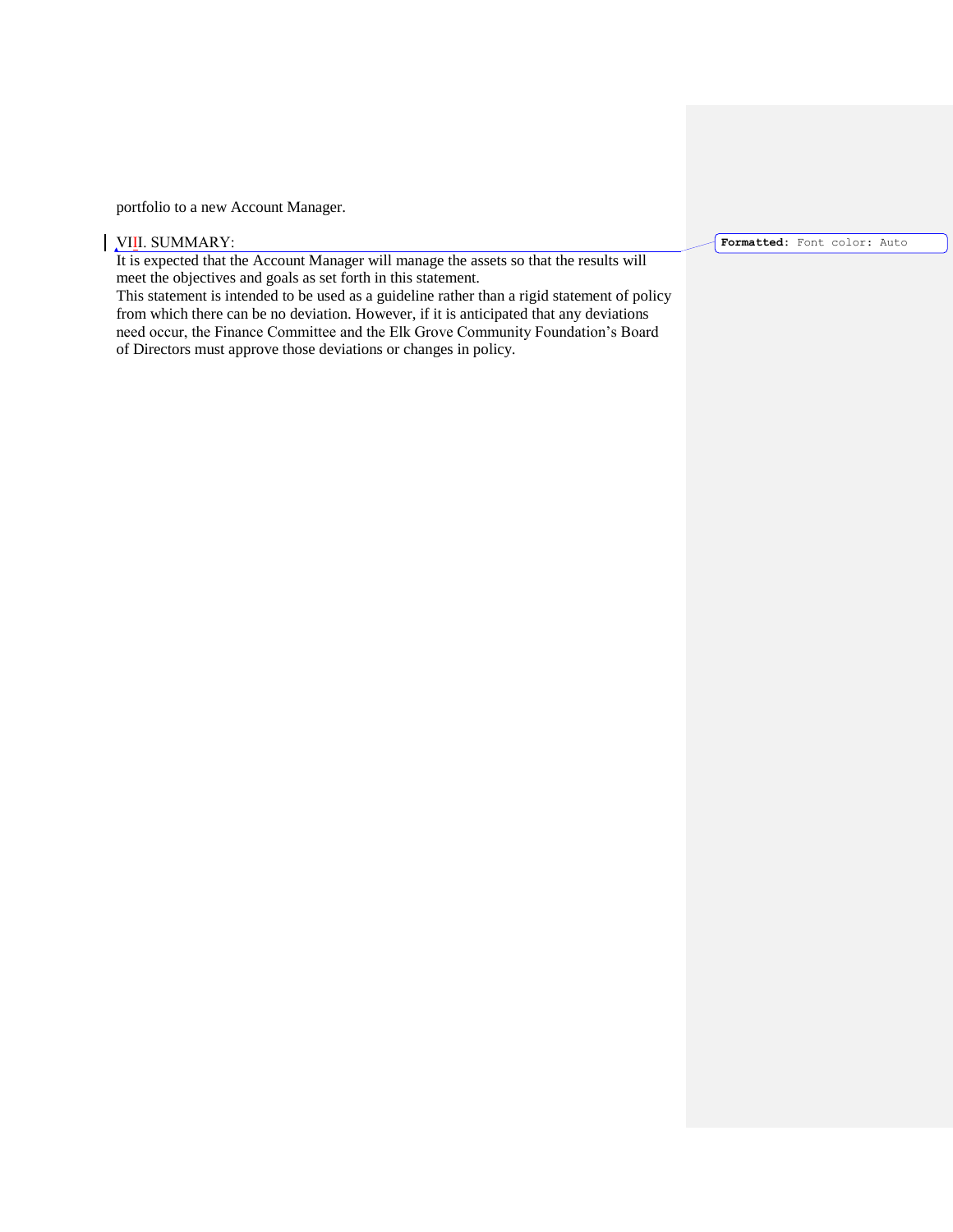portfolio to a new Account Manager.

VIII. SUMMARY:

It is expected that the Account Manager will manage the assets so that the results will meet the objectives and goals as set forth in this statement.

This statement is intended to be used as a guideline rather than a rigid statement of policy from which there can be no deviation. However, if it is anticipated that any deviations need occur, the Finance Committee and the Elk Grove Community Foundation's Board of Directors must approve those deviations or changes in policy.